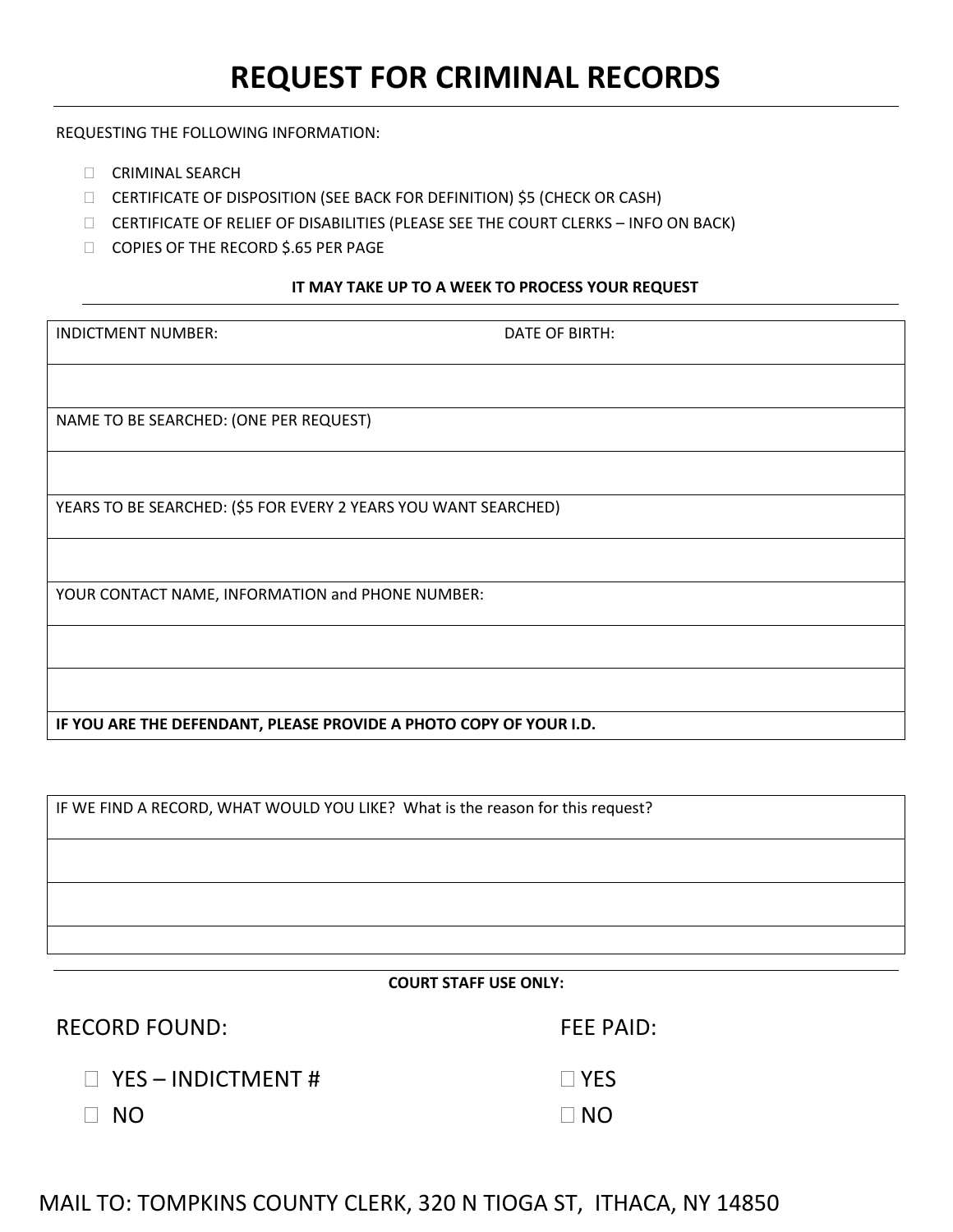# REQUEST FOR CRIMINAL RECORDS

REQUESTING THE FOLLOWING INFORMATION:

- ☐ CRIMINAL SEARCH
- ☐ CERTIFICATE OF DISPOSITION (SEE BACK FOR DEFINITION) $5 (CHECK OR CASH)
- ☐ CERTIFICATE OF RELIEF OF DISABILITIES (PLEASE SEE THE COURT CLERKS – INFO ON BACK)
- ☐ COPIES OF THE RECORD $.65 PER PAGE

**IT MAY TAKE UP TO A WEEK TO PROCESS YOUR REQUEST**

| INDICTMENT NUMBER: | DATE OF BIRTH: |
|---|---|
| | |
| NAME TO BE SEARCHED: (ONE PER REQUEST) | |
| | |
| YEARS TO BE SEARCHED: ($5 FOR EVERY 2 YEARS YOU WANT SEARCHED) | |
| | |
| YOUR CONTACT NAME, INFORMATION and PHONE NUMBER: | |
| | |
| | |
| **IF YOU ARE THE DEFENDANT, PLEASE PROVIDE A PHOTO COPY OF YOUR I.D.** | |

| IF WE FIND A RECORD, WHAT WOULD YOU LIKE? What is the reason for this request? |
|---|
| |
| |
| |

**COURT STAFF USE ONLY:**

| RECORD FOUND: | FEE PAID: |
|---|---|
| ☐ YES – INDICTMENT # | ☐ YES |
| ☐ NO | ☐ NO |

MAIL TO: TOMPKINS COUNTY CLERK, 320 N TIOGA ST, ITHACA, NY 14850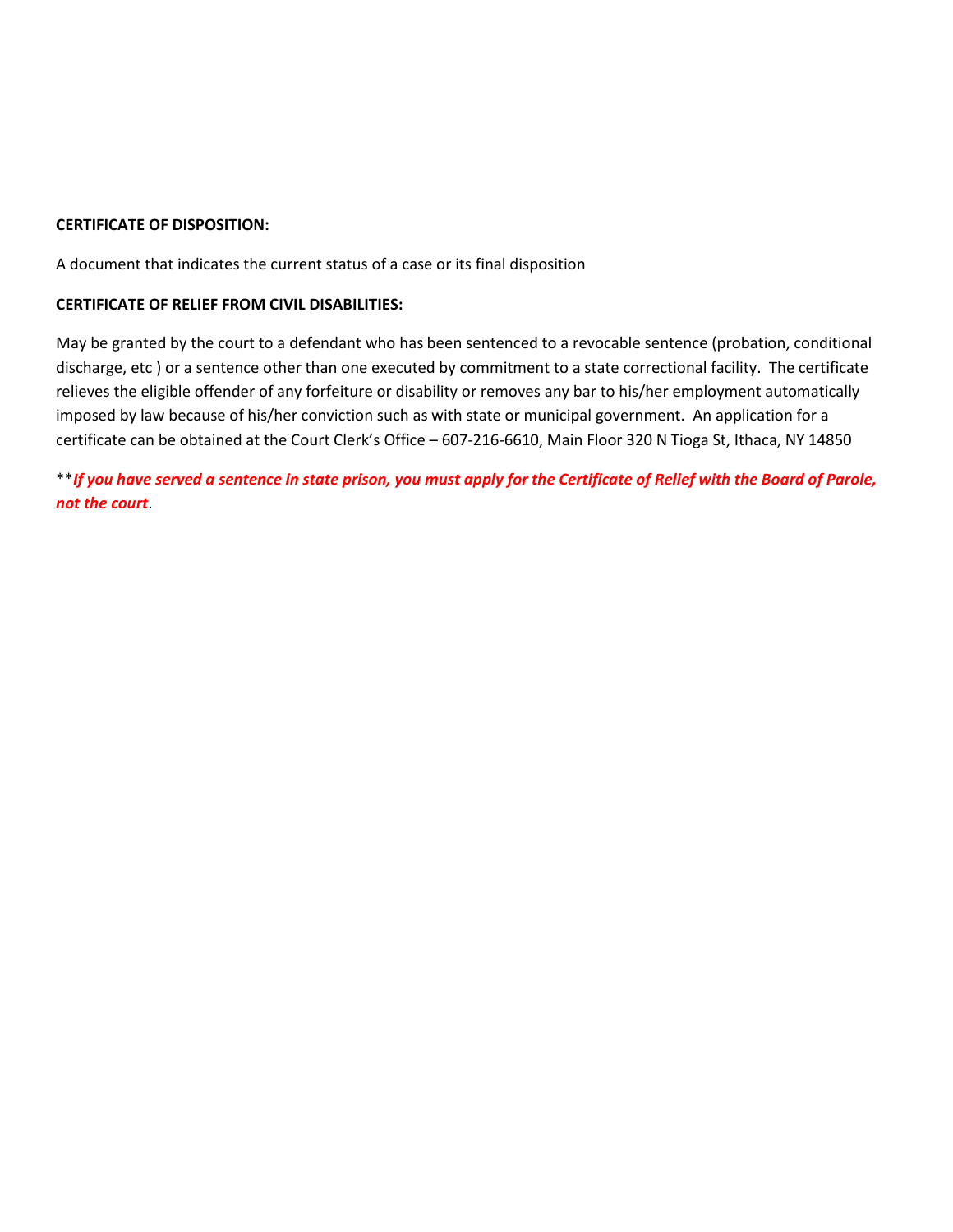**CERTIFICATE OF DISPOSITION:**

A document that indicates the current status of a case or its final disposition

**CERTIFICATE OF RELIEF FROM CIVIL DISABILITIES:**

May be granted by the court to a defendant who has been sentenced to a revocable sentence (probation, conditional discharge, etc ) or a sentence other than one executed by commitment to a state correctional facility. The certificate relieves the eligible offender of any forfeiture or disability or removes any bar to his/her employment automatically imposed by law because of his/her conviction such as with state or municipal government. An application for a certificate can be obtained at the Court Clerk's Office – 607-216-6610, Main Floor 320 N Tioga St, Ithaca, NY 14850

\*\****If you have served a sentence in state prison, you must apply for the Certificate of Relief with the Board of Parole, not the court***.